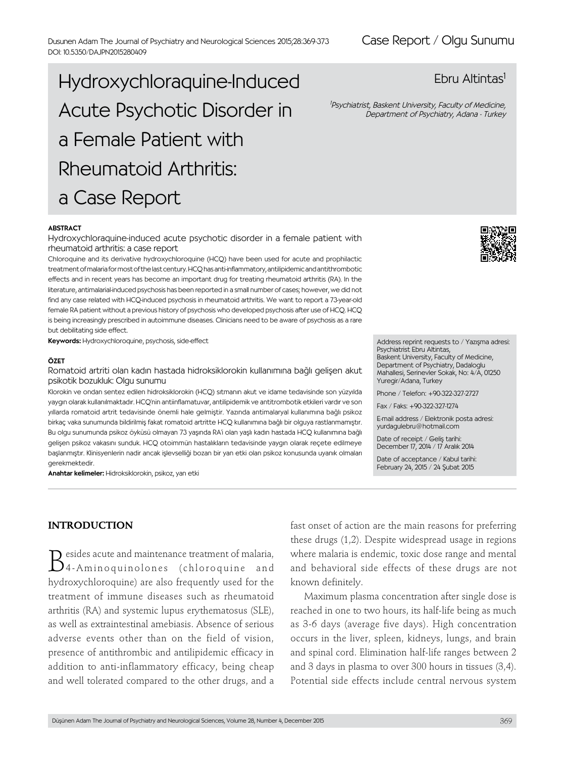Case Report / Olgu Sunumu

# Hydroxychloraquine-Induced Acute Psychotic Disorder in a Female Patient with Rheumatoid Arthritis: a Case Report

Ebru Altintas[1]

[1]*Psychiatrist, Baskent University, Faculty of Medicine, Department of Psychiatry, Adana - Turkey*

**ABSTRACT**

Hydroxychloraquine-induced acute psychotic disorder in a female patient with rheumatoid arthritis: a case report

Chloroquine and its derivative hydroxychloroquine (HCQ) have been used for acute and prophilactic treatment of malaria for most of the last century. HCQ has anti-inflammatory, antilipidemic and antithrombotic effects and in recent years has become an important drug for treating rheumatoid arthritis (RA). In the literature, antimalarial-induced psychosis has been reported in a small number of cases; however, we did not find any case related with HCQ-induced psychosis in rheumatoid arthritis. We want to report a 73-year-old female RA patient without a previous history of psychosis who developed psychosis after use of HCQ. HCQ is being increasingly prescribed in autoimmune diseases. Clinicians need to be aware of psychosis as a rare but debilitating side effect.

**Keywords:** Hydroxychloroquine, psychosis, side-effect

**ÖZET**

Romatoid artriti olan kadın hastada hidroksiklorokin kullanımına bağlı gelişen akut psikotik bozukluk: Olgu sunumu

Klorokin ve ondan sentez edilen hidroksiklorokin (HCQ) sıtmanın akut ve idame tedavisinde son yüzyılda yaygın olarak kullanılmaktadır. HCQ'nin antiinflamatuvar, antilipidemik ve antitrombotik etkileri vardır ve son yıllarda romatoid artrit tedavisinde önemli hale gelmiştir. Yazında antimalaryal kullanımına bağlı psikoz birkaç vaka sunumunda bildirilmiş fakat romatoid artritte HCQ kullanımına bağlı bir olguya rastlanmamıştır. Bu olgu sunumunda psikoz öyküsü olmayan 73 yaşında RA'i olan yaşlı kadın hastada HCQ kullanımına bağlı gelişen psikoz vakasını sunduk. HCQ otoimmün hastalıkların tedavisinde yaygın olarak reçete edilmeye başlanmıştır. Klinisyenlerin nadir ancak işlevselliği bozan bir yan etki olan psikoz konusunda uyanık olmaları gerekmektedir.

**Anahtar kelimeler:** Hidroksiklorokin, psikoz, yan etki

Address reprint requests to / Yazışma adresi:
Psychiatrist Ebru Altintas,
Baskent University, Faculty of Medicine,
Department of Psychiatry, Dadaloglu Mahallesi, Serinevler Sokak, No: 4/A, 01250 Yuregir/Adana, Turkey

Phone / Telefon: +90-322-327-2727

Fax / Faks: +90-322-327-1274

E-mail address / Elektronik posta adresi: yurdagulebru@hotmail.com

Date of receipt / Geliş tarihi: December 17, 2014 / 17 Aralık 2014

Date of acceptance / Kabul tarihi: February 24, 2015 / 24 Şubat 2015

## INTRODUCTION

Besides acute and maintenance treatment of malaria, 4-Aminoquinolones (chloroquine and hydroxychloroquine) are also frequently used for the treatment of immune diseases such as rheumatoid arthritis (RA) and systemic lupus erythematosus (SLE), as well as extraintestinal amebiasis. Absence of serious adverse events other than on the field of vision, presence of antithrombic and antilipidemic efficacy in addition to anti-inflammatory efficacy, being cheap and well tolerated compared to the other drugs, and a fast onset of action are the main reasons for preferring these drugs (1,2). Despite widespread usage in regions where malaria is endemic, toxic dose range and mental and behavioral side effects of these drugs are not known definitely.

Maximum plasma concentration after single dose is reached in one to two hours, its half-life being as much as 3-6 days (average five days). High concentration occurs in the liver, spleen, kidneys, lungs, and brain and spinal cord. Elimination half-life ranges between 2 and 3 days in plasma to over 300 hours in tissues (3,4). Potential side effects include central nervous system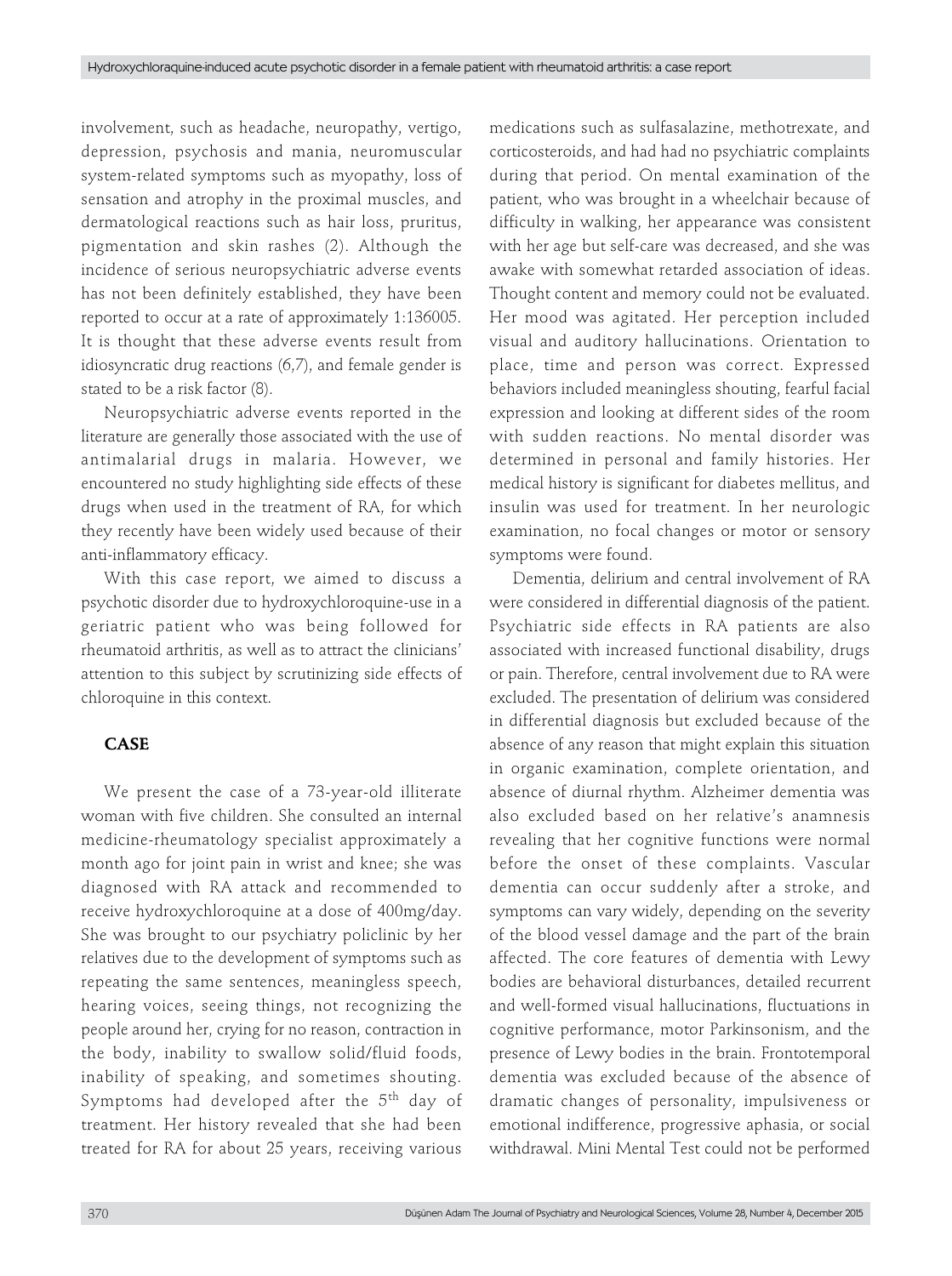involvement, such as headache, neuropathy, vertigo, depression, psychosis and mania, neuromuscular system-related symptoms such as myopathy, loss of sensation and atrophy in the proximal muscles, and dermatological reactions such as hair loss, pruritus, pigmentation and skin rashes (2). Although the incidence of serious neuropsychiatric adverse events has not been definitely established, they have been reported to occur at a rate of approximately 1:136005. It is thought that these adverse events result from idiosyncratic drug reactions (6,7), and female gender is stated to be a risk factor (8).

Neuropsychiatric adverse events reported in the literature are generally those associated with the use of antimalarial drugs in malaria. However, we encountered no study highlighting side effects of these drugs when used in the treatment of RA, for which they recently have been widely used because of their anti-inflammatory efficacy.

With this case report, we aimed to discuss a psychotic disorder due to hydroxychloroquine-use in a geriatric patient who was being followed for rheumatoid arthritis, as well as to attract the clinicians' attention to this subject by scrutinizing side effects of chloroquine in this context.

## CASE

We present the case of a 73-year-old illiterate woman with five children. She consulted an internal medicine-rheumatology specialist approximately a month ago for joint pain in wrist and knee; she was diagnosed with RA attack and recommended to receive hydroxychloroquine at a dose of 400mg/day. She was brought to our psychiatry policlinic by her relatives due to the development of symptoms such as repeating the same sentences, meaningless speech, hearing voices, seeing things, not recognizing the people around her, crying for no reason, contraction in the body, inability to swallow solid/fluid foods, inability of speaking, and sometimes shouting. Symptoms had developed after the 5th day of treatment. Her history revealed that she had been treated for RA for about 25 years, receiving various medications such as sulfasalazine, methotrexate, and corticosteroids, and had had no psychiatric complaints during that period. On mental examination of the patient, who was brought in a wheelchair because of difficulty in walking, her appearance was consistent with her age but self-care was decreased, and she was awake with somewhat retarded association of ideas. Thought content and memory could not be evaluated. Her mood was agitated. Her perception included visual and auditory hallucinations. Orientation to place, time and person was correct. Expressed behaviors included meaningless shouting, fearful facial expression and looking at different sides of the room with sudden reactions. No mental disorder was determined in personal and family histories. Her medical history is significant for diabetes mellitus, and insulin was used for treatment. In her neurologic examination, no focal changes or motor or sensory symptoms were found.

Dementia, delirium and central involvement of RA were considered in differential diagnosis of the patient. Psychiatric side effects in RA patients are also associated with increased functional disability, drugs or pain. Therefore, central involvement due to RA were excluded. The presentation of delirium was considered in differential diagnosis but excluded because of the absence of any reason that might explain this situation in organic examination, complete orientation, and absence of diurnal rhythm. Alzheimer dementia was also excluded based on her relative's anamnesis revealing that her cognitive functions were normal before the onset of these complaints. Vascular dementia can occur suddenly after a stroke, and symptoms can vary widely, depending on the severity of the blood vessel damage and the part of the brain affected. The core features of dementia with Lewy bodies are behavioral disturbances, detailed recurrent and well-formed visual hallucinations, fluctuations in cognitive performance, motor Parkinsonism, and the presence of Lewy bodies in the brain. Frontotemporal dementia was excluded because of the absence of dramatic changes of personality, impulsiveness or emotional indifference, progressive aphasia, or social withdrawal. Mini Mental Test could not be performed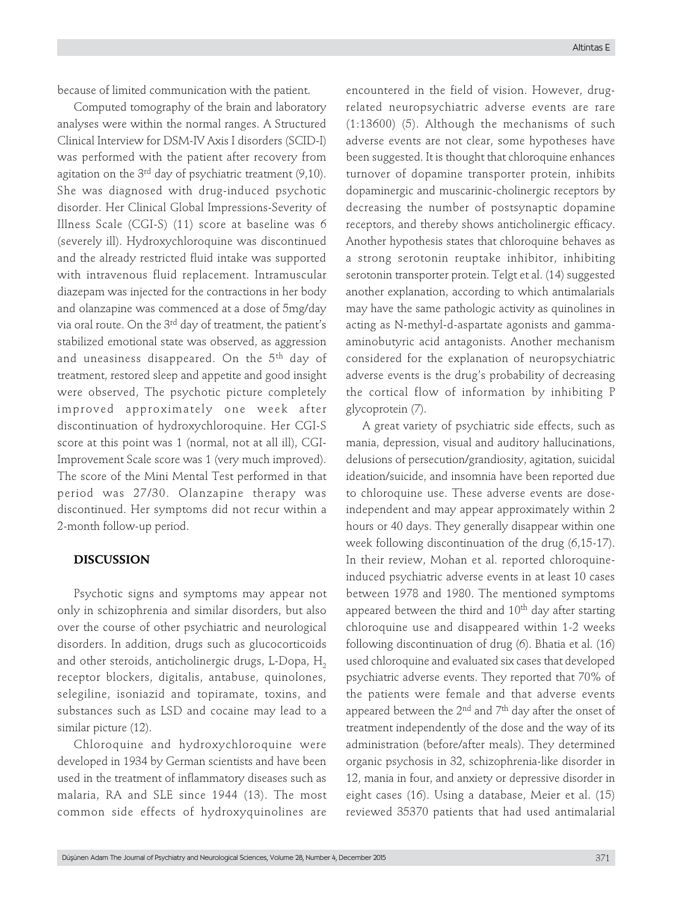because of limited communication with the patient.

Computed tomography of the brain and laboratory analyses were within the normal ranges. A Structured Clinical Interview for DSM-IV Axis I disorders (SCID-I) was performed with the patient after recovery from agitation on the 3rd day of psychiatric treatment (9,10). She was diagnosed with drug-induced psychotic disorder. Her Clinical Global Impressions-Severity of Illness Scale (CGI-S) (11) score at baseline was 6 (severely ill). Hydroxychloroquine was discontinued and the already restricted fluid intake was supported with intravenous fluid replacement. Intramuscular diazepam was injected for the contractions in her body and olanzapine was commenced at a dose of 5mg/day via oral route. On the 3rd day of treatment, the patient's stabilized emotional state was observed, as aggression and uneasiness disappeared. On the 5th day of treatment, restored sleep and appetite and good insight were observed, The psychotic picture completely improved approximately one week after discontinuation of hydroxychloroquine. Her CGI-S score at this point was 1 (normal, not at all ill), CGI-Improvement Scale score was 1 (very much improved). The score of the Mini Mental Test performed in that period was 27/30. Olanzapine therapy was discontinued. Her symptoms did not recur within a 2-month follow-up period.

## DISCUSSION

Psychotic signs and symptoms may appear not only in schizophrenia and similar disorders, but also over the course of other psychiatric and neurological disorders. In addition, drugs such as glucocorticoids and other steroids, anticholinergic drugs, L-Dopa, $H_2$ receptor blockers, digitalis, antabuse, quinolones, selegiline, isoniazid and topiramate, toxins, and substances such as LSD and cocaine may lead to a similar picture (12).

Chloroquine and hydroxychloroquine were developed in 1934 by German scientists and have been used in the treatment of inflammatory diseases such as malaria, RA and SLE since 1944 (13). The most common side effects of hydroxyquinolines are encountered in the field of vision. However, drug-related neuropsychiatric adverse events are rare (1:13600) (5). Although the mechanisms of such adverse events are not clear, some hypotheses have been suggested. It is thought that chloroquine enhances turnover of dopamine transporter protein, inhibits dopaminergic and muscarinic-cholinergic receptors by decreasing the number of postsynaptic dopamine receptors, and thereby shows anticholinergic efficacy. Another hypothesis states that chloroquine behaves as a strong serotonin reuptake inhibitor, inhibiting serotonin transporter protein. Telgt et al. (14) suggested another explanation, according to which antimalarials may have the same pathologic activity as quinolines in acting as N-methyl-d-aspartate agonists and gamma-aminobutyric acid antagonists. Another mechanism considered for the explanation of neuropsychiatric adverse events is the drug's probability of decreasing the cortical flow of information by inhibiting P glycoprotein (7).

A great variety of psychiatric side effects, such as mania, depression, visual and auditory hallucinations, delusions of persecution/grandiosity, agitation, suicidal ideation/suicide, and insomnia have been reported due to chloroquine use. These adverse events are dose-independent and may appear approximately within 2 hours or 40 days. They generally disappear within one week following discontinuation of the drug (6,15-17). In their review, Mohan et al. reported chloroquine-induced psychiatric adverse events in at least 10 cases between 1978 and 1980. The mentioned symptoms appeared between the third and 10th day after starting chloroquine use and disappeared within 1-2 weeks following discontinuation of drug (6). Bhatia et al. (16) used chloroquine and evaluated six cases that developed psychiatric adverse events. They reported that 70% of the patients were female and that adverse events appeared between the 2nd and 7th day after the onset of treatment independently of the dose and the way of its administration (before/after meals). They determined organic psychosis in 32, schizophrenia-like disorder in 12, mania in four, and anxiety or depressive disorder in eight cases (16). Using a database, Meier et al. (15) reviewed 35370 patients that had used antimalarial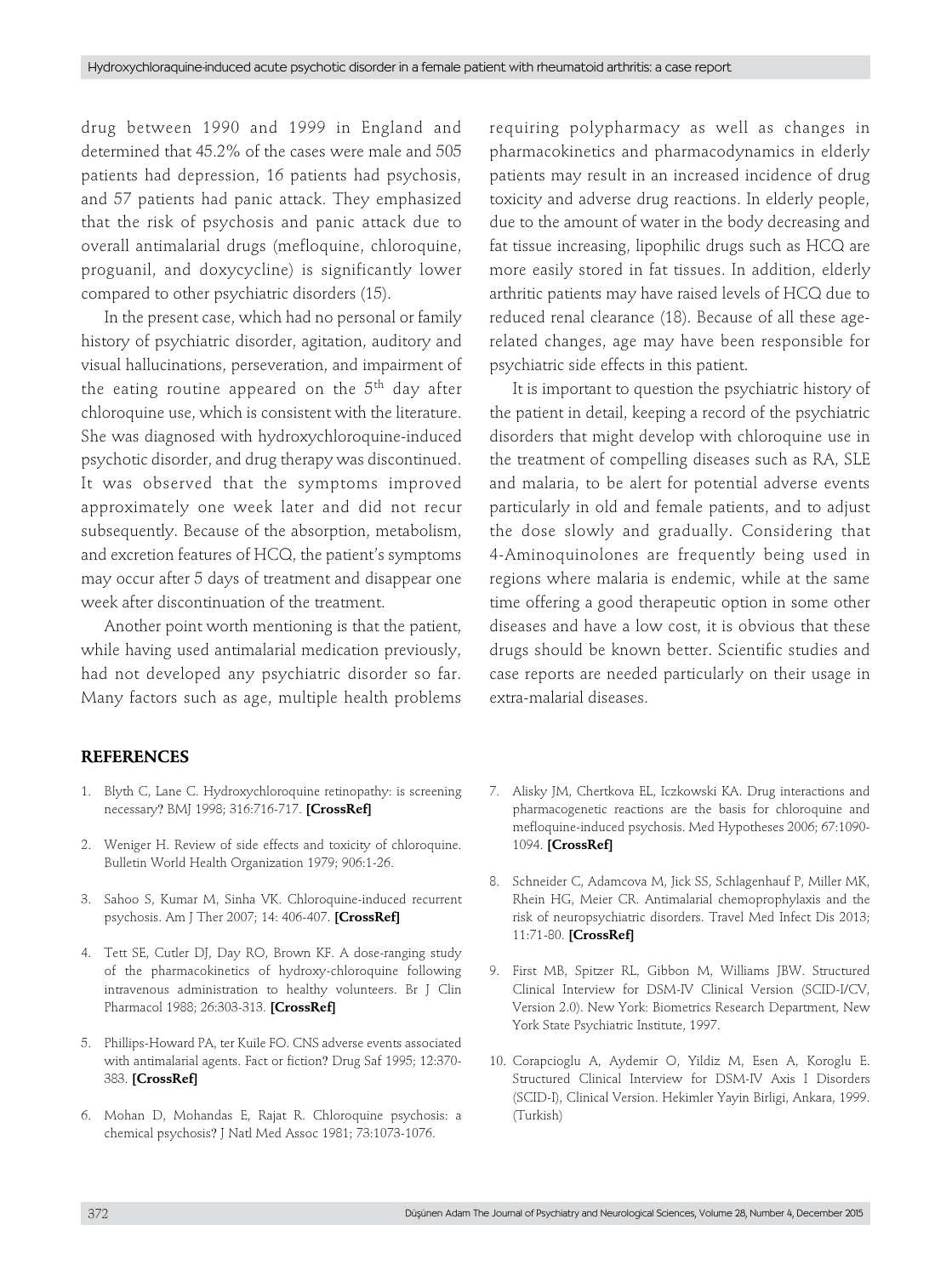drug between 1990 and 1999 in England and determined that 45.2% of the cases were male and 505 patients had depression, 16 patients had psychosis, and 57 patients had panic attack. They emphasized that the risk of psychosis and panic attack due to overall antimalarial drugs (mefloquine, chloroquine, proguanil, and doxycycline) is significantly lower compared to other psychiatric disorders (15).

In the present case, which had no personal or family history of psychiatric disorder, agitation, auditory and visual hallucinations, perseveration, and impairment of the eating routine appeared on the 5th day after chloroquine use, which is consistent with the literature. She was diagnosed with hydroxychloroquine-induced psychotic disorder, and drug therapy was discontinued. It was observed that the symptoms improved approximately one week later and did not recur subsequently. Because of the absorption, metabolism, and excretion features of HCQ, the patient's symptoms may occur after 5 days of treatment and disappear one week after discontinuation of the treatment.

Another point worth mentioning is that the patient, while having used antimalarial medication previously, had not developed any psychiatric disorder so far. Many factors such as age, multiple health problems requiring polypharmacy as well as changes in pharmacokinetics and pharmacodynamics in elderly patients may result in an increased incidence of drug toxicity and adverse drug reactions. In elderly people, due to the amount of water in the body decreasing and fat tissue increasing, lipophilic drugs such as HCQ are more easily stored in fat tissues. In addition, elderly arthritic patients may have raised levels of HCQ due to reduced renal clearance (18). Because of all these age-related changes, age may have been responsible for psychiatric side effects in this patient.

It is important to question the psychiatric history of the patient in detail, keeping a record of the psychiatric disorders that might develop with chloroquine use in the treatment of compelling diseases such as RA, SLE and malaria, to be alert for potential adverse events particularly in old and female patients, and to adjust the dose slowly and gradually. Considering that 4-Aminoquinolones are frequently being used in regions where malaria is endemic, while at the same time offering a good therapeutic option in some other diseases and have a low cost, it is obvious that these drugs should be known better. Scientific studies and case reports are needed particularly on their usage in extra-malarial diseases.

## REFERENCES

1. Blyth C, Lane C. Hydroxychloroquine retinopathy: is screening necessary? BMJ 1998; 316:716-717. **[CrossRef]**
2. Weniger H. Review of side effects and toxicity of chloroquine. Bulletin World Health Organization 1979; 906:1-26.
3. Sahoo S, Kumar M, Sinha VK. Chloroquine-induced recurrent psychosis. Am J Ther 2007; 14: 406-407. **[CrossRef]**
4. Tett SE, Cutler DJ, Day RO, Brown KF. A dose-ranging study of the pharmacokinetics of hydroxy-chloroquine following intravenous administration to healthy volunteers. Br J Clin Pharmacol 1988; 26:303-313. **[CrossRef]**
5. Phillips-Howard PA, ter Kuile FO. CNS adverse events associated with antimalarial agents. Fact or fiction? Drug Saf 1995; 12:370-383. **[CrossRef]**
6. Mohan D, Mohandas E, Rajat R. Chloroquine psychosis: a chemical psychosis? J Natl Med Assoc 1981; 73:1073-1076.
7. Alisky JM, Chertkova EL, Iczkowski KA. Drug interactions and pharmacogenetic reactions are the basis for chloroquine and mefloquine-induced psychosis. Med Hypotheses 2006; 67:1090-1094. **[CrossRef]**
8. Schneider C, Adamcova M, Jick SS, Schlagenhauf P, Miller MK, Rhein HG, Meier CR. Antimalarial chemoprophylaxis and the risk of neuropsychiatric disorders. Travel Med Infect Dis 2013; 11:71-80. **[CrossRef]**
9. First MB, Spitzer RL, Gibbon M, Williams JBW. Structured Clinical Interview for DSM-IV Clinical Version (SCID-I/CV, Version 2.0). New York: Biometrics Research Department, New York State Psychiatric Institute, 1997.
10. Corapcioglu A, Aydemir O, Yildiz M, Esen A, Koroglu E. Structured Clinical Interview for DSM-IV Axis I Disorders (SCID-I), Clinical Version. Hekimler Yayin Birligi, Ankara, 1999. (Turkish)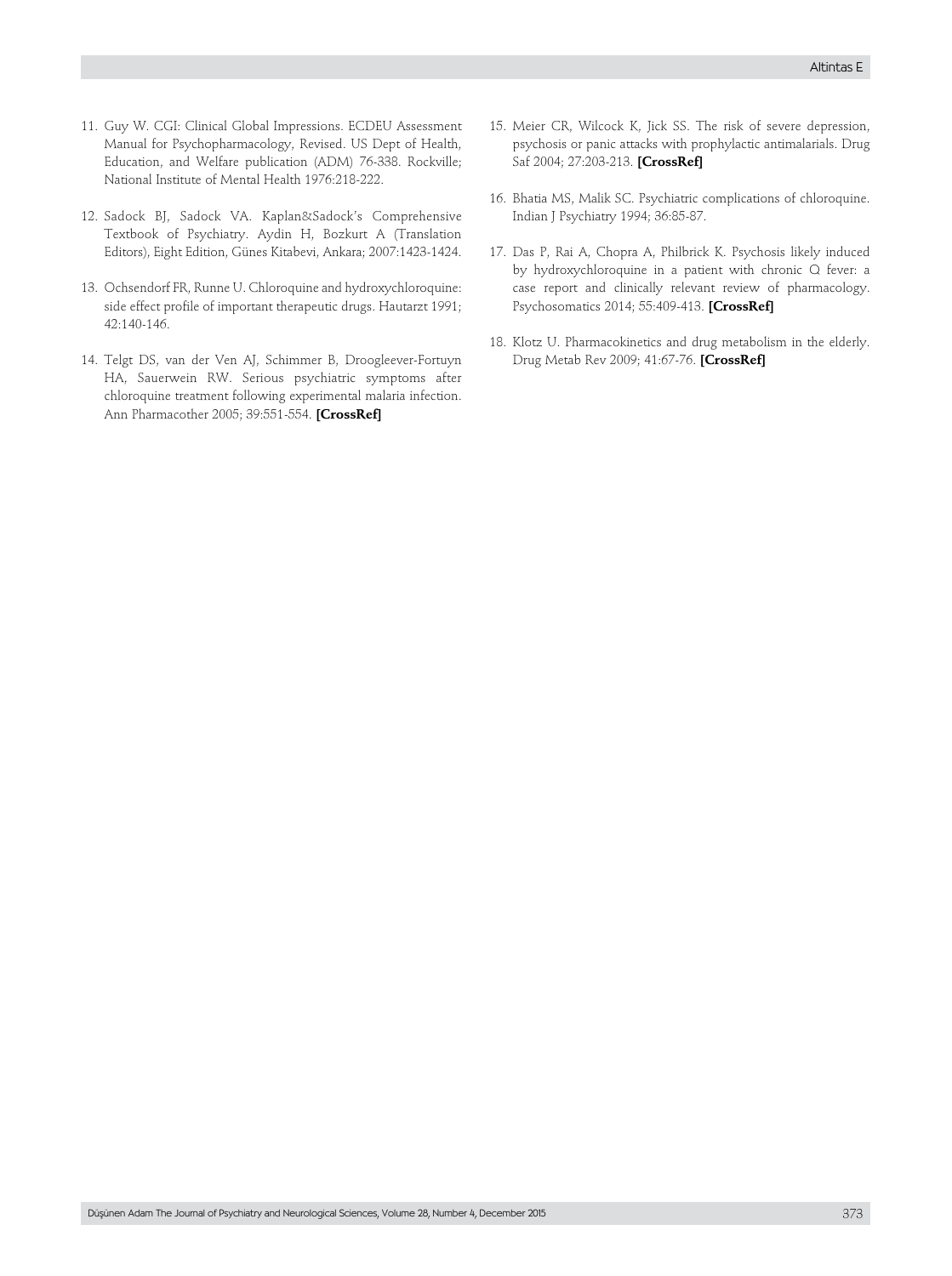11. Guy W. CGI: Clinical Global Impressions. ECDEU Assessment Manual for Psychopharmacology, Revised. US Dept of Health, Education, and Welfare publication (ADM) 76-338. Rockville; National Institute of Mental Health 1976:218-222.

12. Sadock BJ, Sadock VA. Kaplan&Sadock's Comprehensive Textbook of Psychiatry. Aydin H, Bozkurt A (Translation Editors), Eight Edition, Günes Kitabevi, Ankara; 2007:1423-1424.

13. Ochsendorf FR, Runne U. Chloroquine and hydroxychloroquine: side effect profile of important therapeutic drugs. Hautarzt 1991; 42:140-146.

14. Telgt DS, van der Ven AJ, Schimmer B, Droogleever-Fortuyn HA, Sauerwein RW. Serious psychiatric symptoms after chloroquine treatment following experimental malaria infection. Ann Pharmacother 2005; 39:551-554. **[CrossRef]**

15. Meier CR, Wilcock K, Jick SS. The risk of severe depression, psychosis or panic attacks with prophylactic antimalarials. Drug Saf 2004; 27:203-213. **[CrossRef]**

16. Bhatia MS, Malik SC. Psychiatric complications of chloroquine. Indian J Psychiatry 1994; 36:85-87.

17. Das P, Rai A, Chopra A, Philbrick K. Psychosis likely induced by hydroxychloroquine in a patient with chronic Q fever: a case report and clinically relevant review of pharmacology. Psychosomatics 2014; 55:409-413. **[CrossRef]**

18. Klotz U. Pharmacokinetics and drug metabolism in the elderly. Drug Metab Rev 2009; 41:67-76. **[CrossRef]**